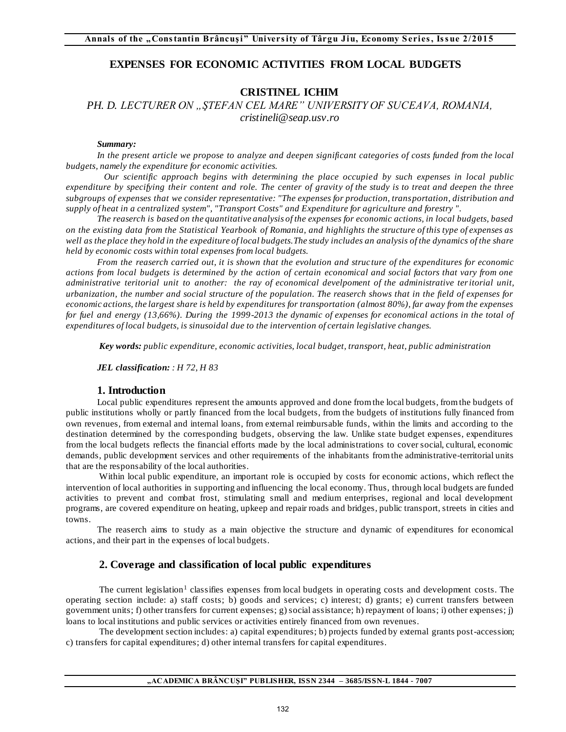# EXPENSES FOR ECONOMIC ACTIVITIES FROM LOCAL BUDGETS

**CRISTINEL ICHIM**

*PH. D. LECTURER ON „ŞTEFAN CEL MARE" UNIVERSITY OF SUCEAVA, ROMANIA, cristineli@seap.usv.ro*

***Summary:***

*In the present article we propose to analyze and deepen significant categories of costs funded from the local budgets, namely the expenditure for economic activities.*

*Our scientific approach begins with determining the place occupied by such expenses in local public expenditure by specifying their content and role. The center of gravity of the study is to treat and deepen the three subgroups of expenses that we consider representative: "The expenses for production, transportation, distribution and supply of heat in a centralized system", "Transport Costs" and Expenditure for agriculture and forestry ".*

*The reaserch is based on the quantitative analysis of the expenses for economic actions, in local budgets, based on the existing data from the Statistical Yearbook of Romania, and highlights the structure of this type of expenses as well as the place they hold in the expediture of local budgets.The study includes an analysis of the dynamics of the share held by economic costs within total expenses from local budgets.*

*From the reaserch carried out, it is shown that the evolution and structure of the expenditures for economic actions from local budgets is determined by the action of certain economical and social factors that vary from one administrative teritorial unit to another: the ray of economical develpoment of the administrative teritorial unit, urbanization, the number and social structure of the population. The reaserch shows that in the field of expenses for economic actions, the largest share is held by expenditures for transportation (almost 80%), far away from the expenses for fuel and energy (13,66%). During the 1999-2013 the dynamic of expenses for economical actions in the total of expenditures of local budgets, is sinusoidal due to the intervention of certain legislative changes.*

***Key words:*** *public expenditure, economic activities, local budget, transport, heat, public administration*

***JEL classification:*** *: H 72, H 83*

## 1. Introduction

Local public expenditures represent the amounts approved and done from the local budgets, from the budgets of public institutions wholly or partly financed from the local budgets, from the budgets of institutions fully financed from own revenues, from external and internal loans, from external reimbursable funds, within the limits and according to the destination determined by the corresponding budgets, observing the law. Unlike state budget expenses, expenditures from the local budgets reflects the financial efforts made by the local administrations to cover social, cultural, economic demands, public development services and other requirements of the inhabitants from the administrative-territorial units that are the responsability of the local authorities.

Within local public expenditure, an important role is occupied by costs for economic actions, which reflect the intervention of local authorities in supporting and influencing the local economy. Thus, through local budgets are funded activities to prevent and combat frost, stimulating small and medium enterprises, regional and local development programs, are covered expenditure on heating, upkeep and repair roads and bridges, public transport, streets in cities and towns.

The reaserch aims to study as a main objective the structure and dynamic of expenditures for economical actions, and their part in the expenses of local budgets.

## 2. Coverage and classification of local public expenditures

The current legislation[1] classifies expenses from local budgets in operating costs and development costs. The operating section include: a) staff costs; b) goods and services; c) interest; d) grants; e) current transfers between government units; f) other transfers for current expenses; g) social assistance; h) repayment of loans; i) other expenses; j) loans to local institutions and public services or activities entirely financed from own revenues.

The development section includes: a) capital expenditures; b) projects funded by external grants post-accession; c) transfers for capital expenditures; d) other internal transfers for capital expenditures.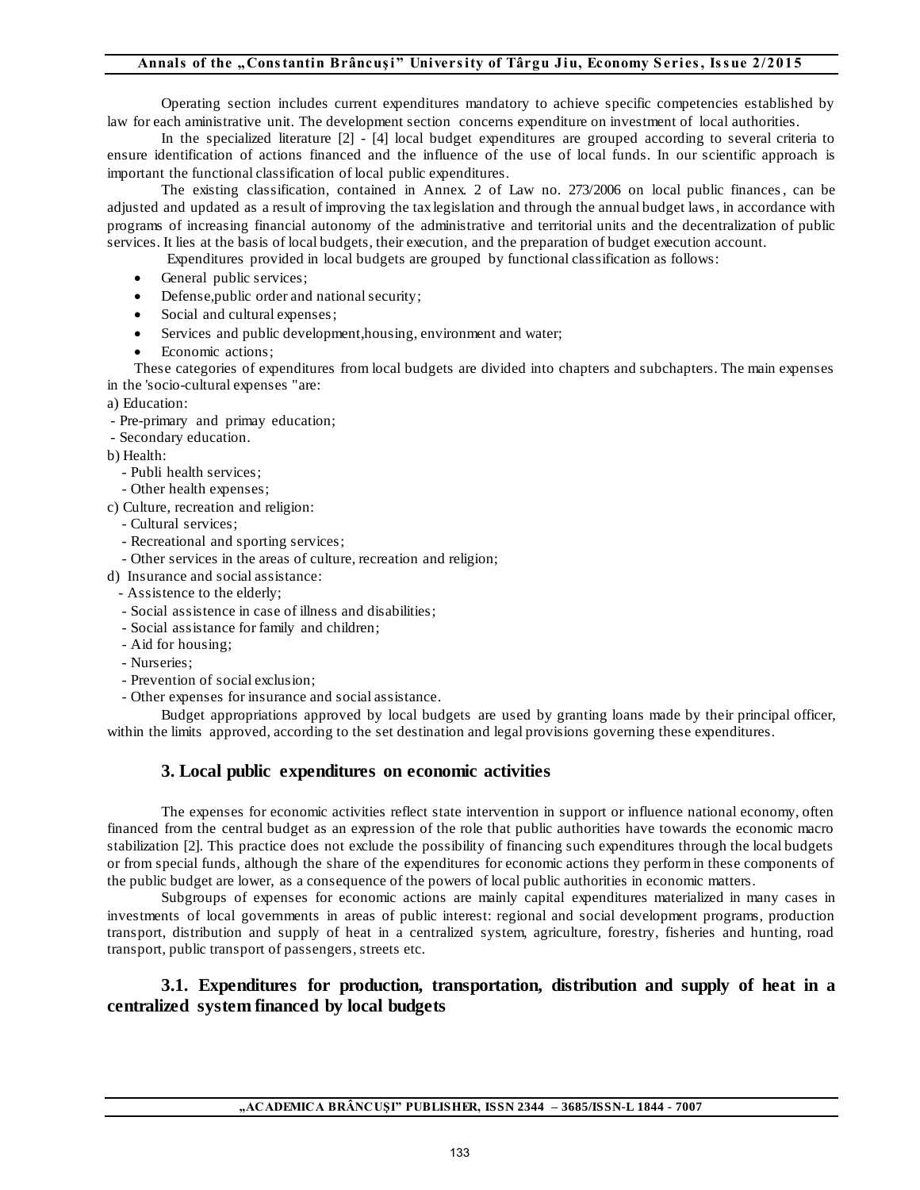Operating section includes current expenditures mandatory to achieve specific competencies established by law for each aministrative unit. The development section concerns expenditure on investment of local authorities.

In the specialized literature [2] - [4] local budget expenditures are grouped according to several criteria to ensure identification of actions financed and the influence of the use of local funds. In our scientific approach is important the functional classification of local public expenditures.

The existing classification, contained in Annex. 2 of Law no. 273/2006 on local public finances, can be adjusted and updated as a result of improving the tax legislation and through the annual budget laws, in accordance with programs of increasing financial autonomy of the administrative and territorial units and the decentralization of public services. It lies at the basis of local budgets, their execution, and the preparation of budget execution account.

Expenditures provided in local budgets are grouped by functional classification as follows:

- General public services;
- Defense,public order and national security;
- Social and cultural expenses;
- Services and public development,housing, environment and water;
- Economic actions;

These categories of expenditures from local budgets are divided into chapters and subchapters. The main expenses in the 'socio-cultural expenses "are:

a) Education:
- Pre-primary and primay education;
- Secondary education.

b) Health:
- Publi health services;
- Other health expenses;

c) Culture, recreation and religion:
- Cultural services;
- Recreational and sporting services;
- Other services in the areas of culture, recreation and religion;

d) Insurance and social assistance:
- Assistence to the elderly;
- Social assistence in case of illness and disabilities;
- Social assistance for family and children;
- Aid for housing;
- Nurseries;
- Prevention of social exclusion;
- Other expenses for insurance and social assistance.

Budget appropriations approved by local budgets are used by granting loans made by their principal officer, within the limits approved, according to the set destination and legal provisions governing these expenditures.

## 3. Local public expenditures on economic activities

The expenses for economic activities reflect state intervention in support or influence national economy, often financed from the central budget as an expression of the role that public authorities have towards the economic macro stabilization [2]. This practice does not exclude the possibility of financing such expenditures through the local budgets or from special funds, although the share of the expenditures for economic actions they perform in these components of the public budget are lower, as a consequence of the powers of local public authorities in economic matters.

Subgroups of expenses for economic actions are mainly capital expenditures materialized in many cases in investments of local governments in areas of public interest: regional and social development programs, production transport, distribution and supply of heat in a centralized system, agriculture, forestry, fisheries and hunting, road transport, public transport of passengers, streets etc.

### 3.1. Expenditures for production, transportation, distribution and supply of heat in a centralized system financed by local budgets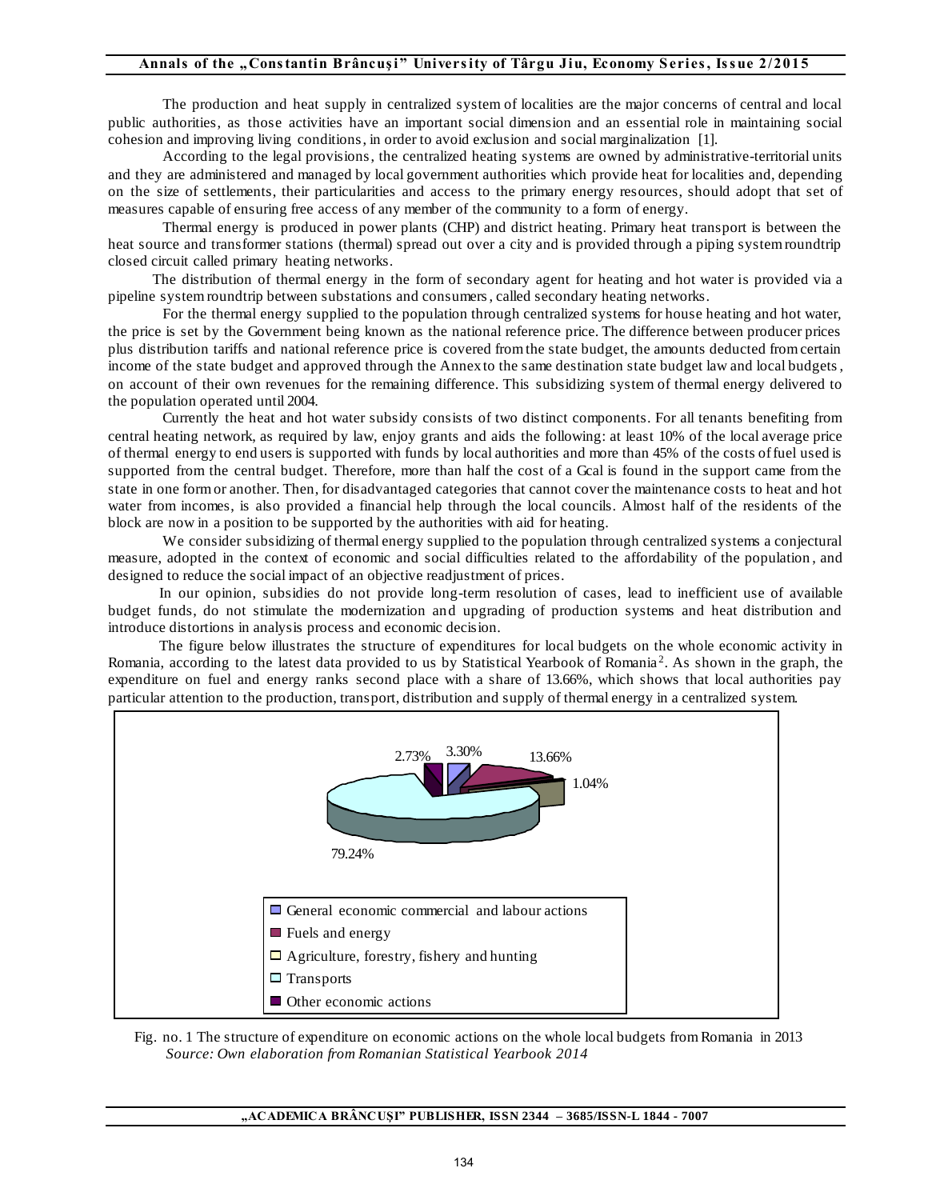The production and heat supply in centralized system of localities are the major concerns of central and local public authorities, as those activities have an important social dimension and an essential role in maintaining social cohesion and improving living conditions, in order to avoid exclusion and social marginalization [1].

According to the legal provisions, the centralized heating systems are owned by administrative-territorial units and they are administered and managed by local government authorities which provide heat for localities and, depending on the size of settlements, their particularities and access to the primary energy resources, should adopt that set of measures capable of ensuring free access of any member of the community to a form of energy.

Thermal energy is produced in power plants (CHP) and district heating. Primary heat transport is between the heat source and transformer stations (thermal) spread out over a city and is provided through a piping system roundtrip closed circuit called primary heating networks.

The distribution of thermal energy in the form of secondary agent for heating and hot water is provided via a pipeline system roundtrip between substations and consumers, called secondary heating networks.

For the thermal energy supplied to the population through centralized systems for house heating and hot water, the price is set by the Government being known as the national reference price. The difference between producer prices plus distribution tariffs and national reference price is covered from the state budget, the amounts deducted from certain income of the state budget and approved through the Annex to the same destination state budget law and local budgets, on account of their own revenues for the remaining difference. This subsidizing system of thermal energy delivered to the population operated until 2004.

Currently the heat and hot water subsidy consists of two distinct components. For all tenants benefiting from central heating network, as required by law, enjoy grants and aids the following: at least 10% of the local average price of thermal energy to end users is supported with funds by local authorities and more than 45% of the costs of fuel used is supported from the central budget. Therefore, more than half the cost of a Gcal is found in the support came from the state in one form or another. Then, for disadvantaged categories that cannot cover the maintenance costs to heat and hot water from incomes, is also provided a financial help through the local councils. Almost half of the residents of the block are now in a position to be supported by the authorities with aid for heating.

We consider subsidizing of thermal energy supplied to the population through centralized systems a conjectural measure, adopted in the context of economic and social difficulties related to the affordability of the population, and designed to reduce the social impact of an objective readjustment of prices.

In our opinion, subsidies do not provide long-term resolution of cases, lead to inefficient use of available budget funds, do not stimulate the modernization and upgrading of production systems and heat distribution and introduce distortions in analysis process and economic decision.

The figure below illustrates the structure of expenditures for local budgets on the whole economic activity in Romania, according to the latest data provided to us by Statistical Yearbook of Romania[2]. As shown in the graph, the expenditure on fuel and energy ranks second place with a share of 13.66%, which shows that local authorities pay particular attention to the production, transport, distribution and supply of thermal energy in a centralized system.

| Category | Share |
|---|---|
| General economic commercial and labour actions | 3.30% |
| Fuels and energy | 13.66% |
| Agriculture, forestry, fishery and hunting | 1.04% |
| Transports | 79.24% |
| Other economic actions | 2.73% |

Fig. no. 1 The structure of expenditure on economic actions on the whole local budgets from Romania in 2013
*Source: Own elaboration from Romanian Statistical Yearbook 2014*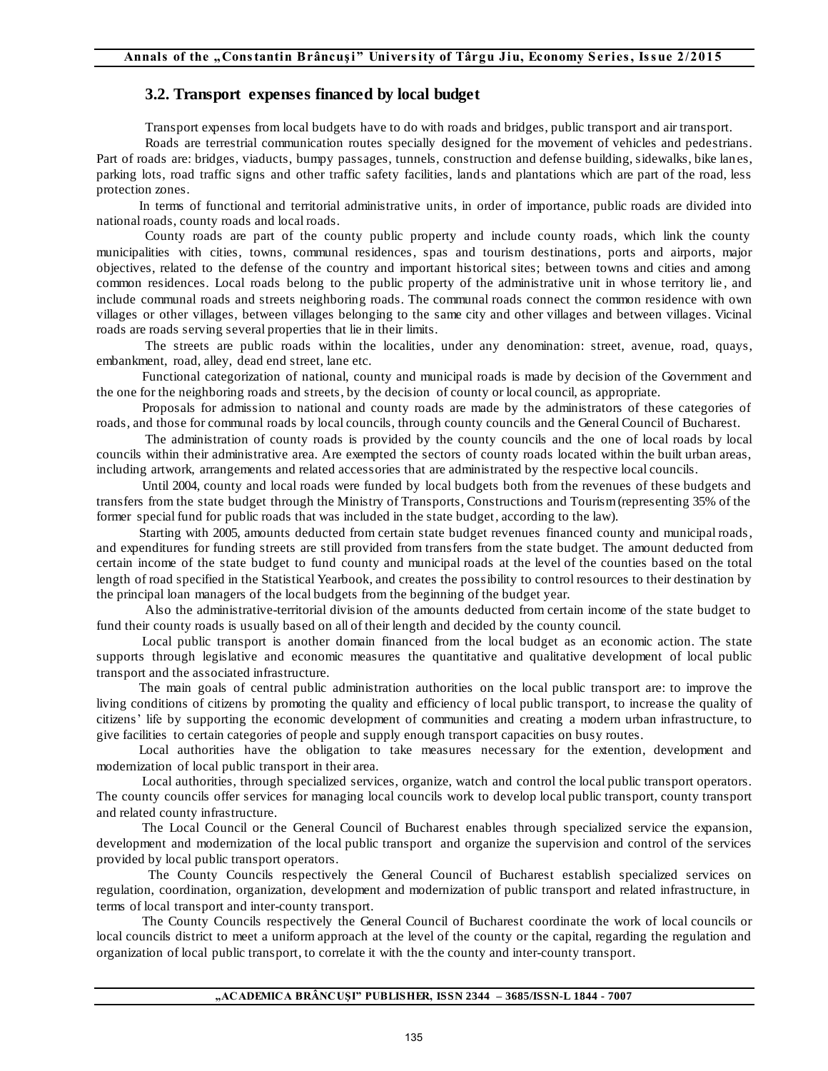### 3.2. Transport expenses financed by local budget

Transport expenses from local budgets have to do with roads and bridges, public transport and air transport.

Roads are terrestrial communication routes specially designed for the movement of vehicles and pedestrians. Part of roads are: bridges, viaducts, bumpy passages, tunnels, construction and defense building, sidewalks, bike lanes, parking lots, road traffic signs and other traffic safety facilities, lands and plantations which are part of the road, less protection zones.

In terms of functional and territorial administrative units, in order of importance, public roads are divided into national roads, county roads and local roads.

County roads are part of the county public property and include county roads, which link the county municipalities with cities, towns, communal residences, spas and tourism destinations, ports and airports, major objectives, related to the defense of the country and important historical sites; between towns and cities and among common residences. Local roads belong to the public property of the administrative unit in whose territory lie, and include communal roads and streets neighboring roads. The communal roads connect the common residence with own villages or other villages, between villages belonging to the same city and other villages and between villages. Vicinal roads are roads serving several properties that lie in their limits.

The streets are public roads within the localities, under any denomination: street, avenue, road, quays, embankment, road, alley, dead end street, lane etc.

Functional categorization of national, county and municipal roads is made by decision of the Government and the one for the neighboring roads and streets, by the decision of county or local council, as appropriate.

Proposals for admission to national and county roads are made by the administrators of these categories of roads, and those for communal roads by local councils, through county councils and the General Council of Bucharest.

The administration of county roads is provided by the county councils and the one of local roads by local councils within their administrative area. Are exempted the sectors of county roads located within the built urban areas, including artwork, arrangements and related accessories that are administrated by the respective local councils.

Until 2004, county and local roads were funded by local budgets both from the revenues of these budgets and transfers from the state budget through the Ministry of Transports, Constructions and Tourism (representing 35% of the former special fund for public roads that was included in the state budget, according to the law).

Starting with 2005, amounts deducted from certain state budget revenues financed county and municipal roads, and expenditures for funding streets are still provided from transfers from the state budget. The amount deducted from certain income of the state budget to fund county and municipal roads at the level of the counties based on the total length of road specified in the Statistical Yearbook, and creates the possibility to control resources to their destination by the principal loan managers of the local budgets from the beginning of the budget year.

Also the administrative-territorial division of the amounts deducted from certain income of the state budget to fund their county roads is usually based on all of their length and decided by the county council.

Local public transport is another domain financed from the local budget as an economic action. The state supports through legislative and economic measures the quantitative and qualitative development of local public transport and the associated infrastructure.

The main goals of central public administration authorities on the local public transport are: to improve the living conditions of citizens by promoting the quality and efficiency of local public transport, to increase the quality of citizens' life by supporting the economic development of communities and creating a modern urban infrastructure, to give facilities to certain categories of people and supply enough transport capacities on busy routes.

Local authorities have the obligation to take measures necessary for the extention, development and modernization of local public transport in their area.

Local authorities, through specialized services, organize, watch and control the local public transport operators. The county councils offer services for managing local councils work to develop local public transport, county transport and related county infrastructure.

The Local Council or the General Council of Bucharest enables through specialized service the expansion, development and modernization of the local public transport and organize the supervision and control of the services provided by local public transport operators.

The County Councils respectively the General Council of Bucharest establish specialized services on regulation, coordination, organization, development and modernization of public transport and related infrastructure, in terms of local transport and inter-county transport.

The County Councils respectively the General Council of Bucharest coordinate the work of local councils or local councils district to meet a uniform approach at the level of the county or the capital, regarding the regulation and organization of local public transport, to correlate it with the the county and inter-county transport.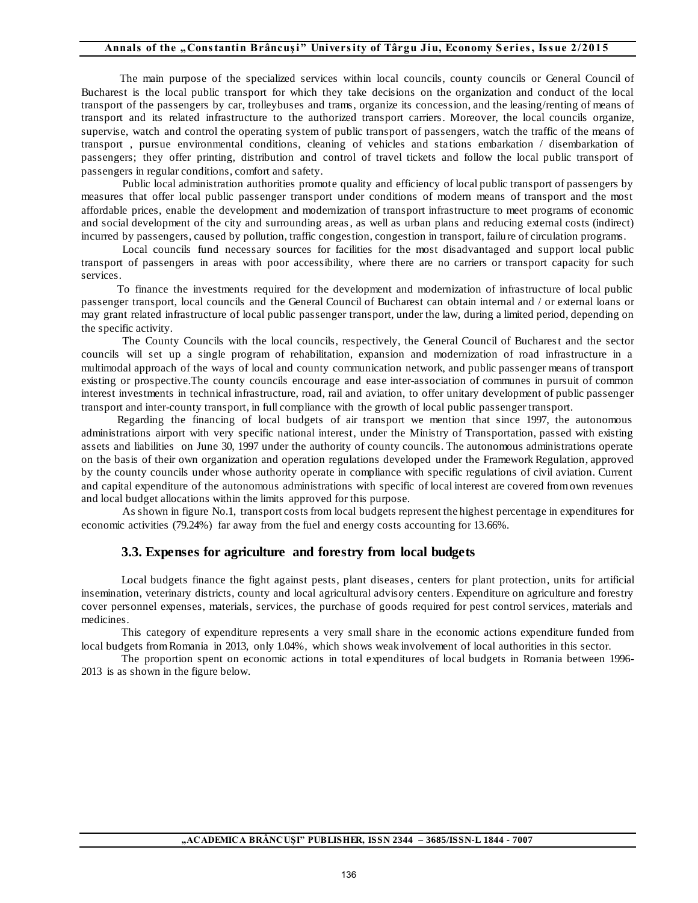The main purpose of the specialized services within local councils, county councils or General Council of Bucharest is the local public transport for which they take decisions on the organization and conduct of the local transport of the passengers by car, trolleybuses and trams, organize its concession, and the leasing/renting of means of transport and its related infrastructure to the authorized transport carriers. Moreover, the local councils organize, supervise, watch and control the operating system of public transport of passengers, watch the traffic of the means of transport , pursue environmental conditions, cleaning of vehicles and stations embarkation / disembarkation of passengers; they offer printing, distribution and control of travel tickets and follow the local public transport of passengers in regular conditions, comfort and safety.

Public local administration authorities promote quality and efficiency of local public transport of passengers by measures that offer local public passenger transport under conditions of modern means of transport and the most affordable prices, enable the development and modernization of transport infrastructure to meet programs of economic and social development of the city and surrounding areas, as well as urban plans and reducing external costs (indirect) incurred by passengers, caused by pollution, traffic congestion, congestion in transport, failure of circulation programs.

Local councils fund necessary sources for facilities for the most disadvantaged and support local public transport of passengers in areas with poor accessibility, where there are no carriers or transport capacity for such services.

To finance the investments required for the development and modernization of infrastructure of local public passenger transport, local councils and the General Council of Bucharest can obtain internal and / or external loans or may grant related infrastructure of local public passenger transport, under the law, during a limited period, depending on the specific activity.

The County Councils with the local councils, respectively, the General Council of Bucharest and the sector councils will set up a single program of rehabilitation, expansion and modernization of road infrastructure in a multimodal approach of the ways of local and county communication network, and public passenger means of transport existing or prospective.The county councils encourage and ease inter-association of communes in pursuit of common interest investments in technical infrastructure, road, rail and aviation, to offer unitary development of public passenger transport and inter-county transport, in full compliance with the growth of local public passenger transport.

Regarding the financing of local budgets of air transport we mention that since 1997, the autonomous administrations airport with very specific national interest, under the Ministry of Transportation, passed with existing assets and liabilities on June 30, 1997 under the authority of county councils. The autonomous administrations operate on the basis of their own organization and operation regulations developed under the Framework Regulation, approved by the county councils under whose authority operate in compliance with specific regulations of civil aviation. Current and capital expenditure of the autonomous administrations with specific of local interest are covered from own revenues and local budget allocations within the limits approved for this purpose.

As shown in figure No.1, transport costs from local budgets represent the highest percentage in expenditures for economic activities (79.24%) far away from the fuel and energy costs accounting for 13.66%.

### 3.3. Expenses for agriculture and forestry from local budgets

Local budgets finance the fight against pests, plant diseases, centers for plant protection, units for artificial insemination, veterinary districts, county and local agricultural advisory centers. Expenditure on agriculture and forestry cover personnel expenses, materials, services, the purchase of goods required for pest control services, materials and medicines.

This category of expenditure represents a very small share in the economic actions expenditure funded from local budgets from Romania in 2013, only 1.04%, which shows weak involvement of local authorities in this sector.

The proportion spent on economic actions in total expenditures of local budgets in Romania between 1996-2013 is as shown in the figure below.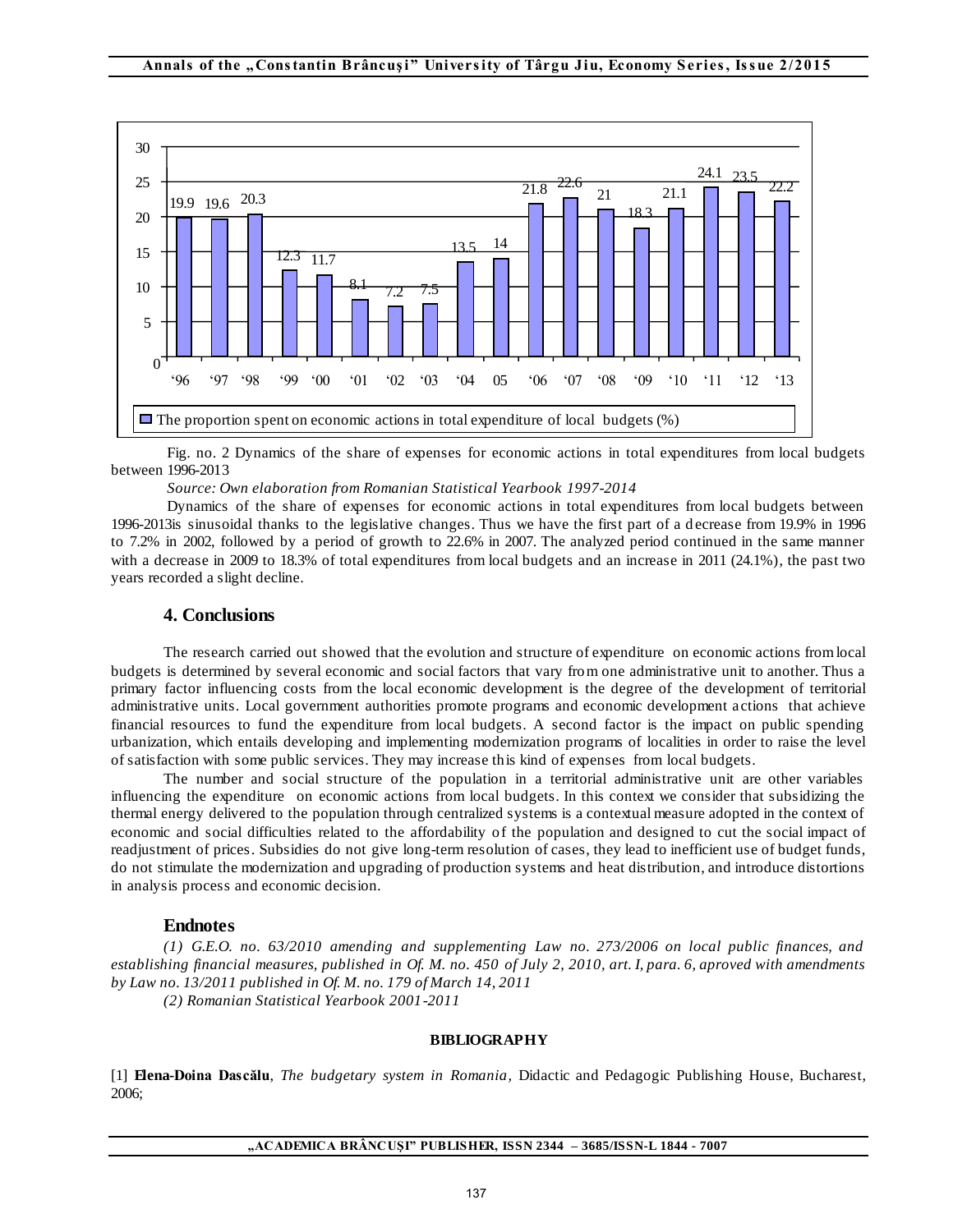Fig. no. 2 Dynamics of the share of expenses for economic actions in total expenditures from local budgets between 1996-2013

*Source: Own elaboration from Romanian Statistical Yearbook 1997-2014*

Dynamics of the share of expenses for economic actions in total expenditures from local budgets between 1996-2013is sinusoidal thanks to the legislative changes. Thus we have the first part of a decrease from 19.9% in 1996 to 7.2% in 2002, followed by a period of growth to 22.6% in 2007. The analyzed period continued in the same manner with a decrease in 2009 to 18.3% of total expenditures from local budgets and an increase in 2011 (24.1%), the past two years recorded a slight decline.

## 4. Conclusions

The research carried out showed that the evolution and structure of expenditure on economic actions from local budgets is determined by several economic and social factors that vary from one administrative unit to another. Thus a primary factor influencing costs from the local economic development is the degree of the development of territorial administrative units. Local government authorities promote programs and economic development actions that achieve financial resources to fund the expenditure from local budgets. A second factor is the impact on public spending urbanization, which entails developing and implementing modernization programs of localities in order to raise the level of satisfaction with some public services. They may increase this kind of expenses from local budgets.

The number and social structure of the population in a territorial administrative unit are other variables influencing the expenditure on economic actions from local budgets. In this context we consider that subsidizing the thermal energy delivered to the population through centralized systems is a contextual measure adopted in the context of economic and social difficulties related to the affordability of the population and designed to cut the social impact of readjustment of prices. Subsidies do not give long-term resolution of cases, they lead to inefficient use of budget funds, do not stimulate the modernization and upgrading of production systems and heat distribution, and introduce distortions in analysis process and economic decision.

## Endnotes

*(1) G.E.O. no. 63/2010 amending and supplementing Law no. 273/2006 on local public finances, and establishing financial measures, published in Of. M. no. 450 of July 2, 2010, art. I, para. 6, aproved with amendments by Law no. 13/2011 published in Of. M. no. 179 of March 14, 2011*

*(2) Romanian Statistical Yearbook 2001-2011*

**BIBLIOGRAPHY**

[1] **Elena-Doina Dascălu**, *The budgetary system in Romania*, Didactic and Pedagogic Publishing House, Bucharest, 2006;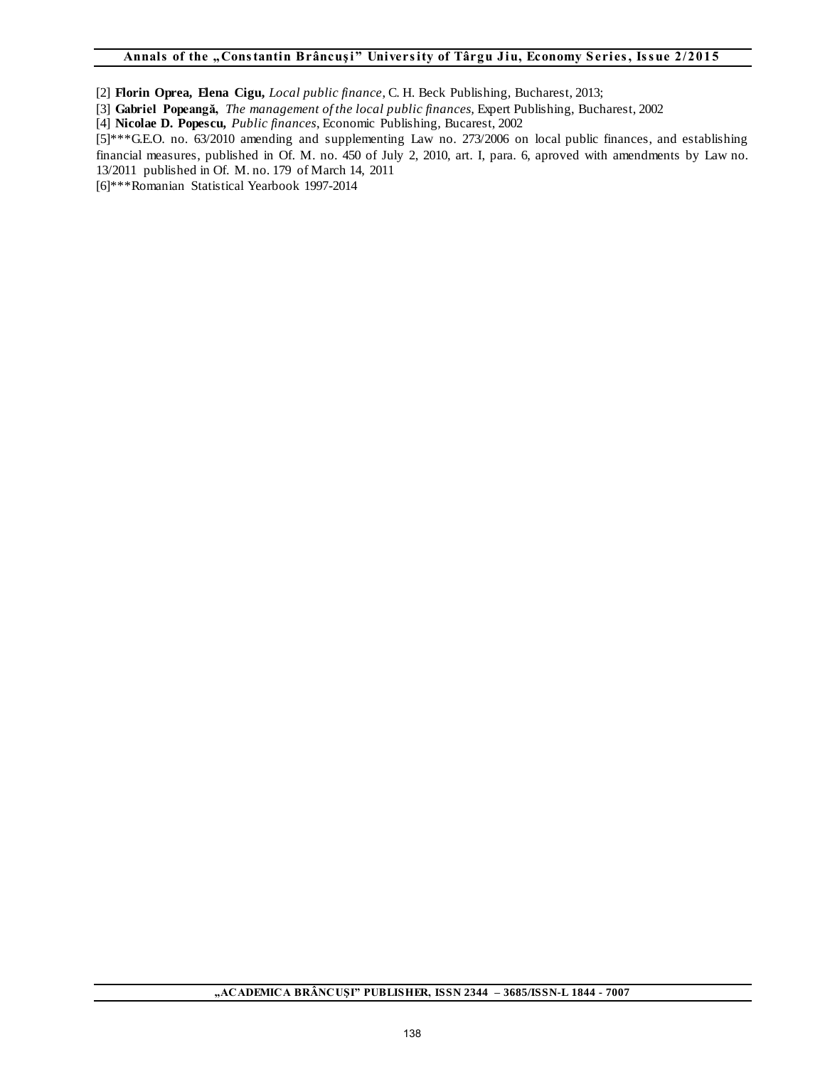[2] **Florin Oprea, Elena Cigu,** *Local public finance*, C. H. Beck Publishing, Bucharest, 2013;

[3] **Gabriel Popeangă,** *The management of the local public finances,* Expert Publishing, Bucharest, 2002

[4] **Nicolae D. Popescu,** *Public finances*, Economic Publishing, Bucarest, 2002

[5]***G.E.O. no. 63/2010 amending and supplementing Law no. 273/2006 on local public finances, and establishing financial measures, published in Of. M. no. 450 of July 2, 2010, art. I, para. 6, aproved with amendments by Law no. 13/2011 published in Of. M. no. 179 of March 14, 2011

[6]***Romanian Statistical Yearbook 1997-2014